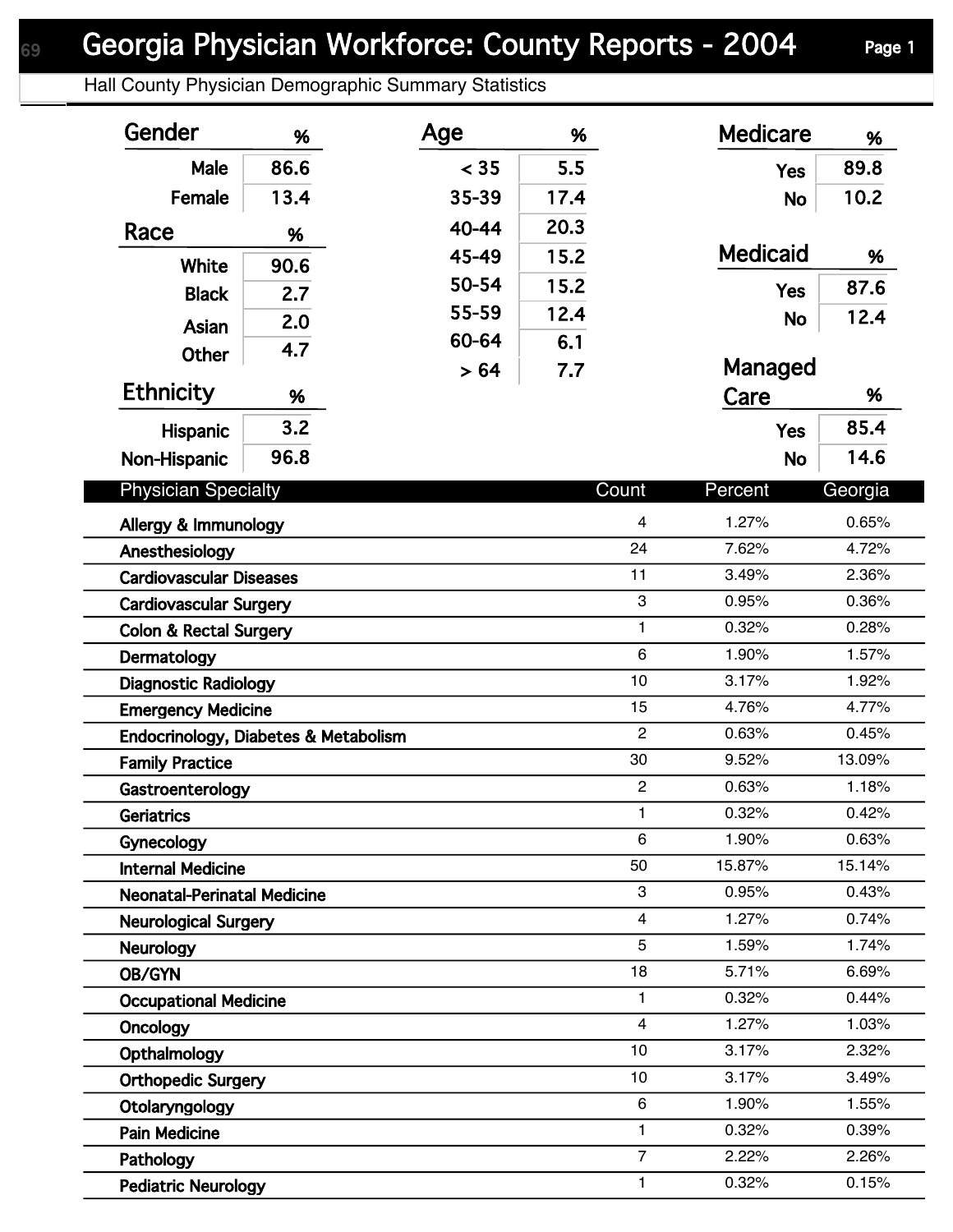# Georgia Physician Workforce: County Reports - 2004

## Hall County Physician Demographic Summary Statistics

| Gender | % |
|---|---|
| Male | 86.6 |
| Female | 13.4 |

| Race | % |
|---|---|
| White | 90.6 |
| Black | 2.7 |
| Asian | 2.0 |
| Other | 4.7 |

| Ethnicity | % |
|---|---|
| Hispanic | 3.2 |
| Non-Hispanic | 96.8 |

| Age | % |
|---|---|
| < 35 | 5.5 |
| 35-39 | 17.4 |
| 40-44 | 20.3 |
| 45-49 | 15.2 |
| 50-54 | 15.2 |
| 55-59 | 12.4 |
| 60-64 | 6.1 |
| > 64 | 7.7 |

| Medicare | % |
|---|---|
| Yes | 89.8 |
| No | 10.2 |

| Medicaid | % |
|---|---|
| Yes | 87.6 |
| No | 12.4 |

| Managed Care | % |
|---|---|
| Yes | 85.4 |
| No | 14.6 |

| Physician Specialty | Count | Percent | Georgia |
|---|---|---|---|
| Allergy & Immunology | 4 | 1.27% | 0.65% |
| Anesthesiology | 24 | 7.62% | 4.72% |
| Cardiovascular Diseases | 11 | 3.49% | 2.36% |
| Cardiovascular Surgery | 3 | 0.95% | 0.36% |
| Colon & Rectal Surgery | 1 | 0.32% | 0.28% |
| Dermatology | 6 | 1.90% | 1.57% |
| Diagnostic Radiology | 10 | 3.17% | 1.92% |
| Emergency Medicine | 15 | 4.76% | 4.77% |
| Endocrinology, Diabetes & Metabolism | 2 | 0.63% | 0.45% |
| Family Practice | 30 | 9.52% | 13.09% |
| Gastroenterology | 2 | 0.63% | 1.18% |
| Geriatrics | 1 | 0.32% | 0.42% |
| Gynecology | 6 | 1.90% | 0.63% |
| Internal Medicine | 50 | 15.87% | 15.14% |
| Neonatal-Perinatal Medicine | 3 | 0.95% | 0.43% |
| Neurological Surgery | 4 | 1.27% | 0.74% |
| Neurology | 5 | 1.59% | 1.74% |
| OB/GYN | 18 | 5.71% | 6.69% |
| Occupational Medicine | 1 | 0.32% | 0.44% |
| Oncology | 4 | 1.27% | 1.03% |
| Opthalmology | 10 | 3.17% | 2.32% |
| Orthopedic Surgery | 10 | 3.17% | 3.49% |
| Otolaryngology | 6 | 1.90% | 1.55% |
| Pain Medicine | 1 | 0.32% | 0.39% |
| Pathology | 7 | 2.22% | 2.26% |
| Pediatric Neurology | 1 | 0.32% | 0.15% |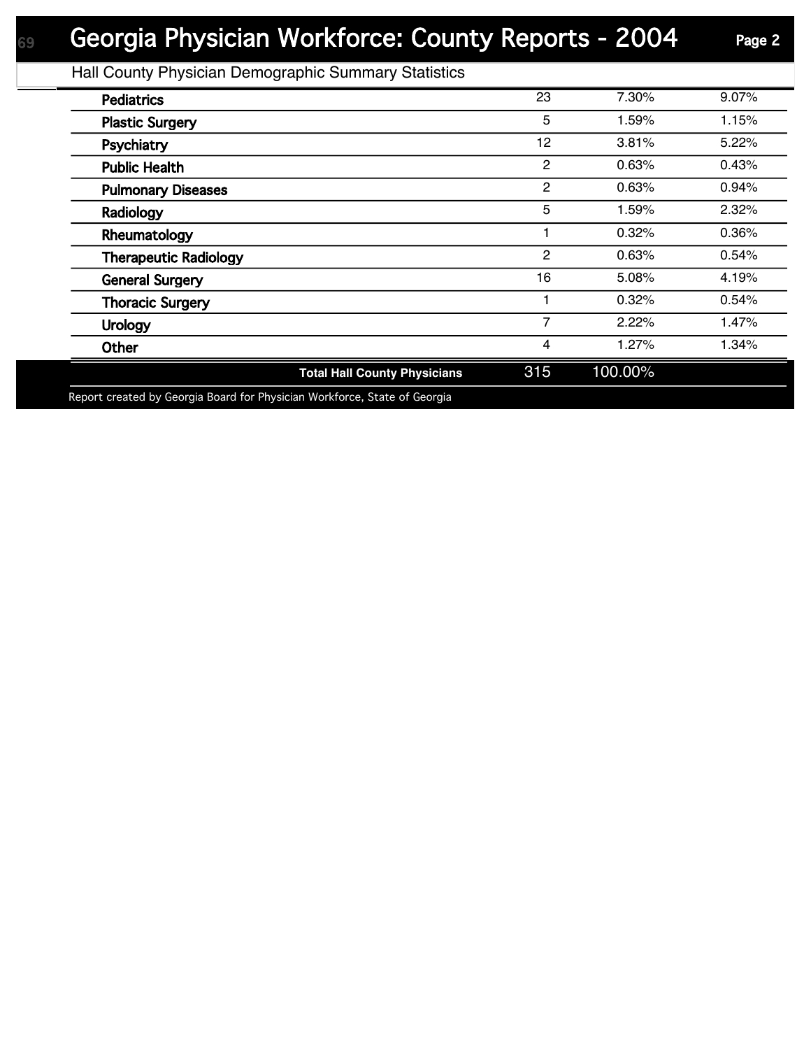Hall County Physician Demographic Summary Statistics

| | | | |
|---|---|---|---|
| Pediatrics | 23 | 7.30% | 9.07% |
| Plastic Surgery | 5 | 1.59% | 1.15% |
| Psychiatry | 12 | 3.81% | 5.22% |
| Public Health | 2 | 0.63% | 0.43% |
| Pulmonary Diseases | 2 | 0.63% | 0.94% |
| Radiology | 5 | 1.59% | 2.32% |
| Rheumatology | 1 | 0.32% | 0.36% |
| Therapeutic Radiology | 2 | 0.63% | 0.54% |
| General Surgery | 16 | 5.08% | 4.19% |
| Thoracic Surgery | 1 | 0.32% | 0.54% |
| Urology | 7 | 2.22% | 1.47% |
| Other | 4 | 1.27% | 1.34% |
| **Total Hall County Physicians** | 315 | 100.00% | |

Report created by Georgia Board for Physician Workforce, State of Georgia